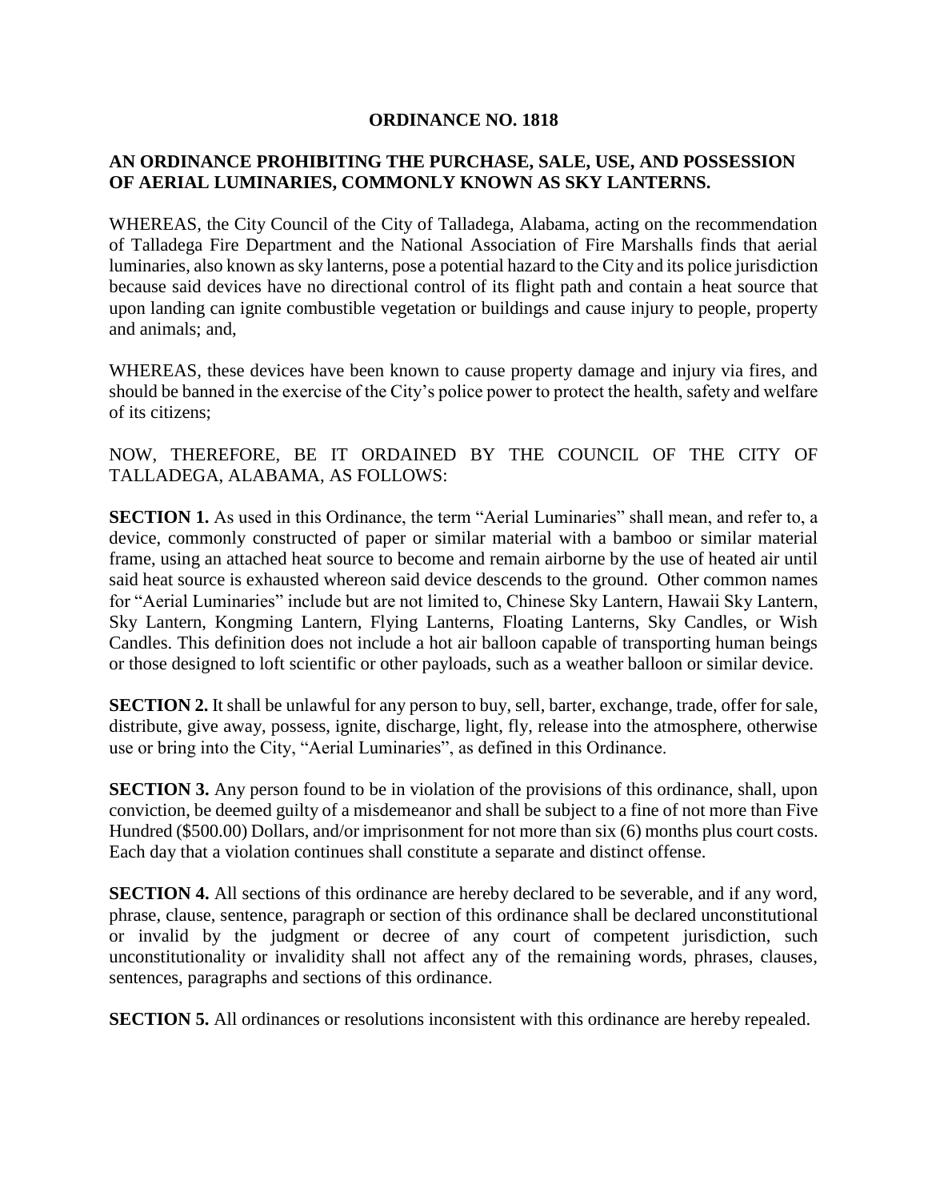# ORDINANCE NO. 1818

## AN ORDINANCE PROHIBITING THE PURCHASE, SALE, USE, AND POSSESSION OF AERIAL LUMINARIES, COMMONLY KNOWN AS SKY LANTERNS.

WHEREAS, the City Council of the City of Talladega, Alabama, acting on the recommendation of Talladega Fire Department and the National Association of Fire Marshalls finds that aerial luminaries, also known as sky lanterns, pose a potential hazard to the City and its police jurisdiction because said devices have no directional control of its flight path and contain a heat source that upon landing can ignite combustible vegetation or buildings and cause injury to people, property and animals; and,

WHEREAS, these devices have been known to cause property damage and injury via fires, and should be banned in the exercise of the City's police power to protect the health, safety and welfare of its citizens;

NOW, THEREFORE, BE IT ORDAINED BY THE COUNCIL OF THE CITY OF TALLADEGA, ALABAMA, AS FOLLOWS:

**SECTION 1.** As used in this Ordinance, the term "Aerial Luminaries" shall mean, and refer to, a device, commonly constructed of paper or similar material with a bamboo or similar material frame, using an attached heat source to become and remain airborne by the use of heated air until said heat source is exhausted whereon said device descends to the ground. Other common names for "Aerial Luminaries" include but are not limited to, Chinese Sky Lantern, Hawaii Sky Lantern, Sky Lantern, Kongming Lantern, Flying Lanterns, Floating Lanterns, Sky Candles, or Wish Candles. This definition does not include a hot air balloon capable of transporting human beings or those designed to loft scientific or other payloads, such as a weather balloon or similar device.

**SECTION 2.** It shall be unlawful for any person to buy, sell, barter, exchange, trade, offer for sale, distribute, give away, possess, ignite, discharge, light, fly, release into the atmosphere, otherwise use or bring into the City, "Aerial Luminaries", as defined in this Ordinance.

**SECTION 3.** Any person found to be in violation of the provisions of this ordinance, shall, upon conviction, be deemed guilty of a misdemeanor and shall be subject to a fine of not more than Five Hundred ($500.00) Dollars, and/or imprisonment for not more than six (6) months plus court costs. Each day that a violation continues shall constitute a separate and distinct offense.

**SECTION 4.** All sections of this ordinance are hereby declared to be severable, and if any word, phrase, clause, sentence, paragraph or section of this ordinance shall be declared unconstitutional or invalid by the judgment or decree of any court of competent jurisdiction, such unconstitutionality or invalidity shall not affect any of the remaining words, phrases, clauses, sentences, paragraphs and sections of this ordinance.

**SECTION 5.** All ordinances or resolutions inconsistent with this ordinance are hereby repealed.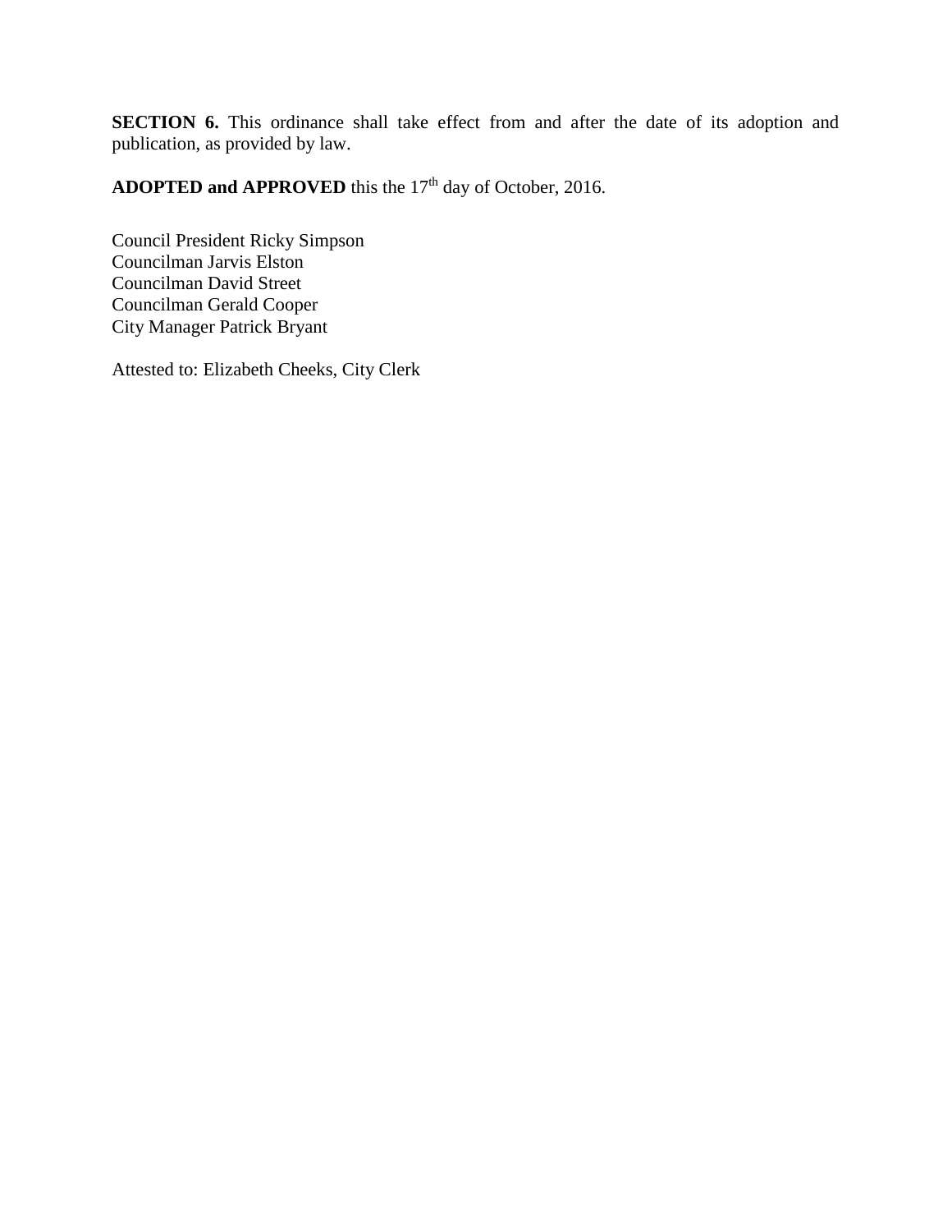**SECTION 6.** This ordinance shall take effect from and after the date of its adoption and publication, as provided by law.

**ADOPTED and APPROVED** this the 17th day of October, 2016.

Council President Ricky Simpson
Councilman Jarvis Elston
Councilman David Street
Councilman Gerald Cooper
City Manager Patrick Bryant

Attested to: Elizabeth Cheeks, City Clerk